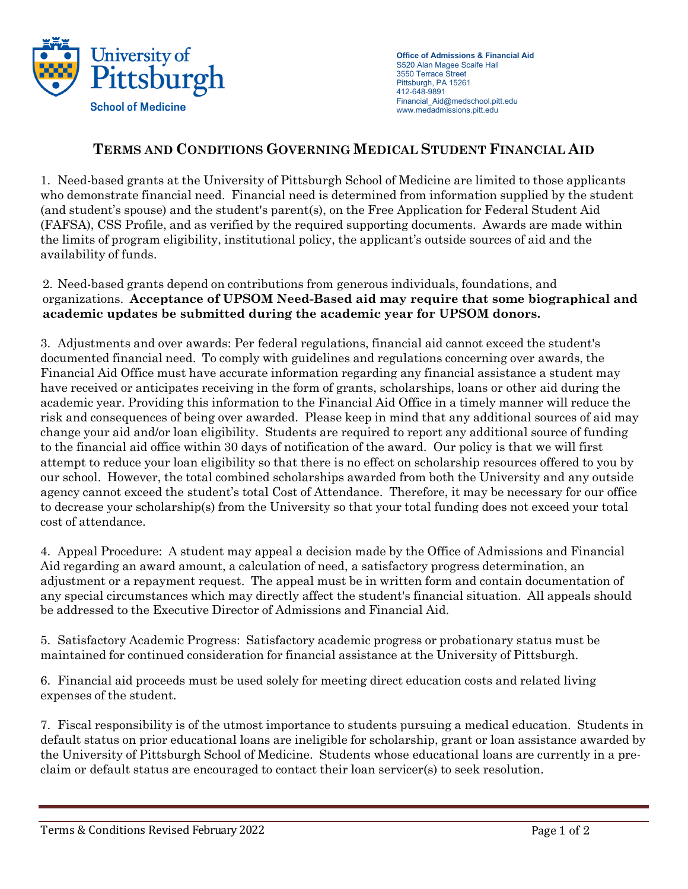University of Pittsburgh School of Medicine

**Office of Admissions & Financial Aid**
S520 Alan Magee Scaife Hall
3550 Terrace Street
Pittsburgh, PA 15261
412-648-9891
Financial_Aid@medschool.pitt.edu
www.medadmissions.pitt.edu

# Terms and Conditions Governing Medical Student Financial Aid

1. Need-based grants at the University of Pittsburgh School of Medicine are limited to those applicants who demonstrate financial need. Financial need is determined from information supplied by the student (and student's spouse) and the student's parent(s), on the Free Application for Federal Student Aid (FAFSA), CSS Profile, and as verified by the required supporting documents. Awards are made within the limits of program eligibility, institutional policy, the applicant's outside sources of aid and the availability of funds.

2. Need-based grants depend on contributions from generous individuals, foundations, and organizations. **Acceptance of UPSOM Need-Based aid may require that some biographical and academic updates be submitted during the academic year for UPSOM donors.**

3. Adjustments and over awards: Per federal regulations, financial aid cannot exceed the student's documented financial need. To comply with guidelines and regulations concerning over awards, the Financial Aid Office must have accurate information regarding any financial assistance a student may have received or anticipates receiving in the form of grants, scholarships, loans or other aid during the academic year. Providing this information to the Financial Aid Office in a timely manner will reduce the risk and consequences of being over awarded. Please keep in mind that any additional sources of aid may change your aid and/or loan eligibility. Students are required to report any additional source of funding to the financial aid office within 30 days of notification of the award. Our policy is that we will first attempt to reduce your loan eligibility so that there is no effect on scholarship resources offered to you by our school. However, the total combined scholarships awarded from both the University and any outside agency cannot exceed the student's total Cost of Attendance. Therefore, it may be necessary for our office to decrease your scholarship(s) from the University so that your total funding does not exceed your total cost of attendance.

4. Appeal Procedure: A student may appeal a decision made by the Office of Admissions and Financial Aid regarding an award amount, a calculation of need, a satisfactory progress determination, an adjustment or a repayment request. The appeal must be in written form and contain documentation of any special circumstances which may directly affect the student's financial situation. All appeals should be addressed to the Executive Director of Admissions and Financial Aid.

5. Satisfactory Academic Progress: Satisfactory academic progress or probationary status must be maintained for continued consideration for financial assistance at the University of Pittsburgh.

6. Financial aid proceeds must be used solely for meeting direct education costs and related living expenses of the student.

7. Fiscal responsibility is of the utmost importance to students pursuing a medical education. Students in default status on prior educational loans are ineligible for scholarship, grant or loan assistance awarded by the University of Pittsburgh School of Medicine. Students whose educational loans are currently in a pre-claim or default status are encouraged to contact their loan servicer(s) to seek resolution.

Terms & Conditions Revised February 2022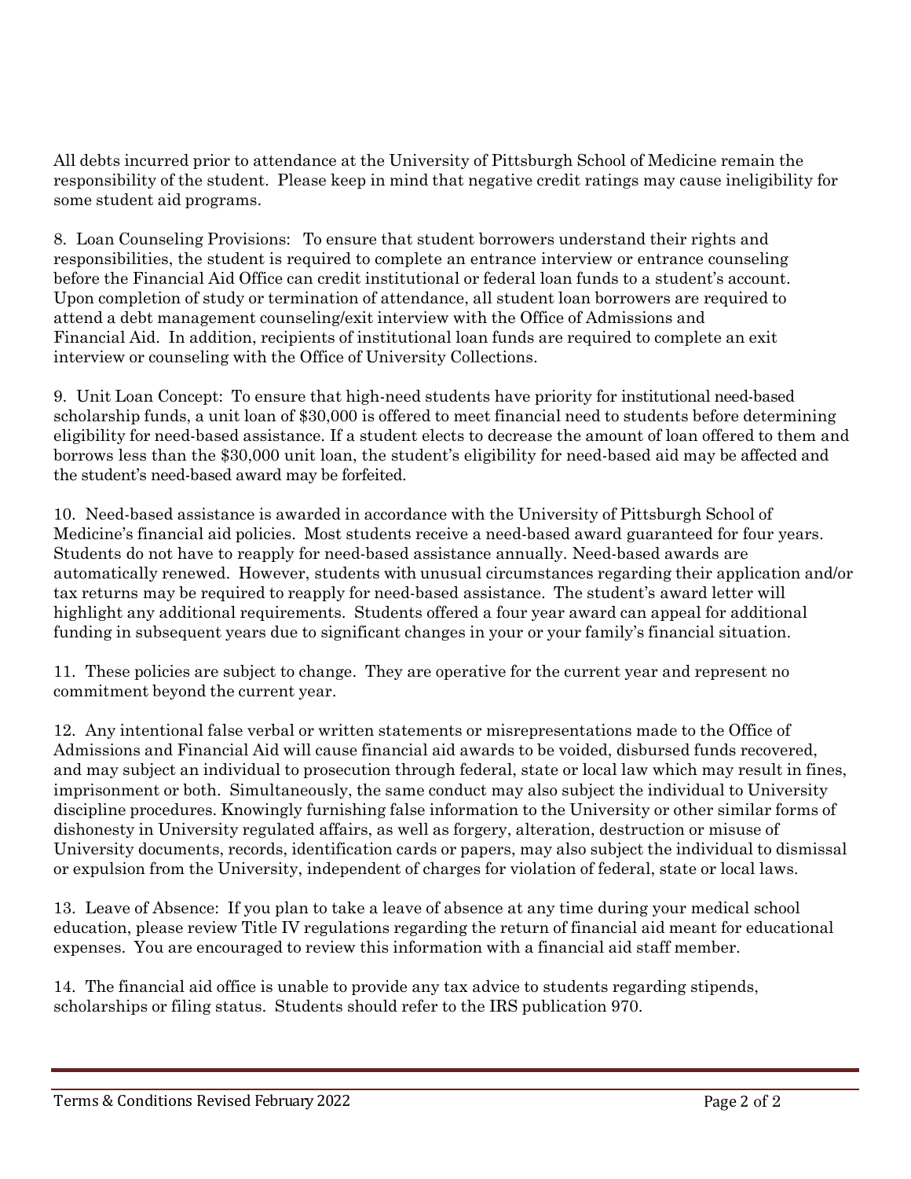All debts incurred prior to attendance at the University of Pittsburgh School of Medicine remain the responsibility of the student. Please keep in mind that negative credit ratings may cause ineligibility for some student aid programs.

8. Loan Counseling Provisions: To ensure that student borrowers understand their rights and responsibilities, the student is required to complete an entrance interview or entrance counseling before the Financial Aid Office can credit institutional or federal loan funds to a student's account. Upon completion of study or termination of attendance, all student loan borrowers are required to attend a debt management counseling/exit interview with the Office of Admissions and Financial Aid. In addition, recipients of institutional loan funds are required to complete an exit interview or counseling with the Office of University Collections.

9. Unit Loan Concept: To ensure that high-need students have priority for institutional need-based scholarship funds, a unit loan of $30,000 is offered to meet financial need to students before determining eligibility for need-based assistance. If a student elects to decrease the amount of loan offered to them and borrows less than the $30,000 unit loan, the student's eligibility for need-based aid may be affected and the student's need-based award may be forfeited.

10. Need-based assistance is awarded in accordance with the University of Pittsburgh School of Medicine's financial aid policies. Most students receive a need-based award guaranteed for four years. Students do not have to reapply for need-based assistance annually. Need-based awards are automatically renewed. However, students with unusual circumstances regarding their application and/or tax returns may be required to reapply for need-based assistance. The student's award letter will highlight any additional requirements. Students offered a four year award can appeal for additional funding in subsequent years due to significant changes in your or your family's financial situation.

11. These policies are subject to change. They are operative for the current year and represent no commitment beyond the current year.

12. Any intentional false verbal or written statements or misrepresentations made to the Office of Admissions and Financial Aid will cause financial aid awards to be voided, disbursed funds recovered, and may subject an individual to prosecution through federal, state or local law which may result in fines, imprisonment or both. Simultaneously, the same conduct may also subject the individual to University discipline procedures. Knowingly furnishing false information to the University or other similar forms of dishonesty in University regulated affairs, as well as forgery, alteration, destruction or misuse of University documents, records, identification cards or papers, may also subject the individual to dismissal or expulsion from the University, independent of charges for violation of federal, state or local laws.

13. Leave of Absence: If you plan to take a leave of absence at any time during your medical school education, please review Title IV regulations regarding the return of financial aid meant for educational expenses. You are encouraged to review this information with a financial aid staff member.

14. The financial aid office is unable to provide any tax advice to students regarding stipends, scholarships or filing status. Students should refer to the IRS publication 970.

Terms & Conditions Revised February 2022